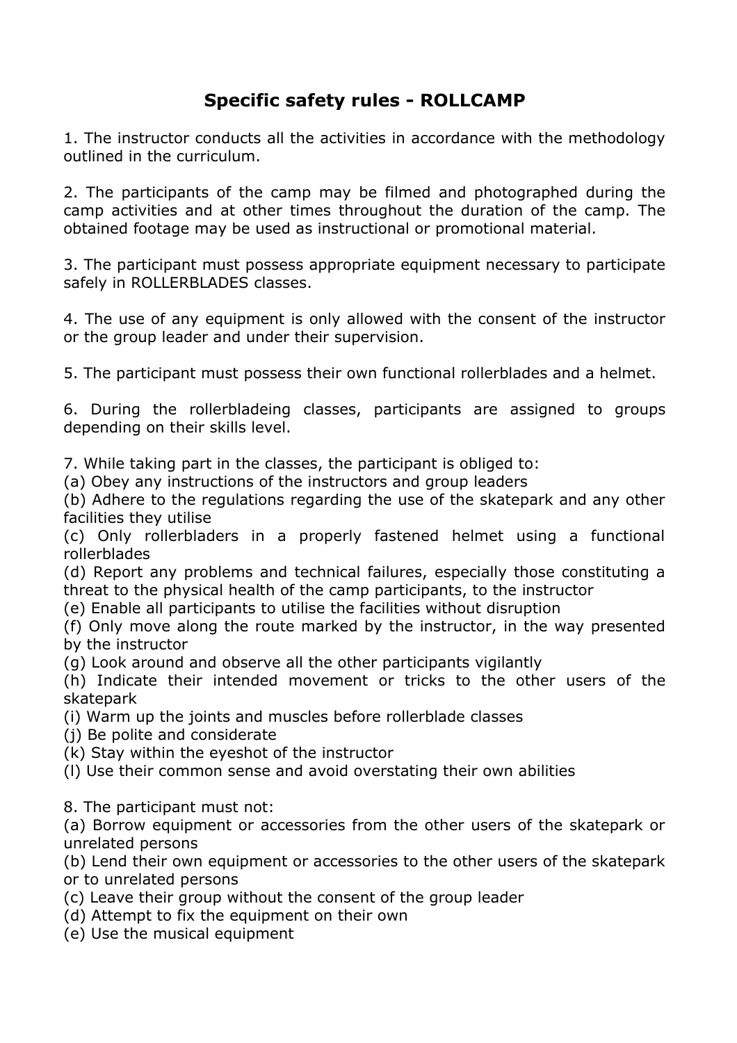# Specific safety rules - ROLLCAMP

1. The instructor conducts all the activities in accordance with the methodology outlined in the curriculum.

2. The participants of the camp may be filmed and photographed during the camp activities and at other times throughout the duration of the camp. The obtained footage may be used as instructional or promotional material.

3. The participant must possess appropriate equipment necessary to participate safely in ROLLERBLADES classes.

4. The use of any equipment is only allowed with the consent of the instructor or the group leader and under their supervision.

5. The participant must possess their own functional rollerblades and a helmet.

6. During the rollerbladeing classes, participants are assigned to groups depending on their skills level.

7. While taking part in the classes, the participant is obliged to:
(a) Obey any instructions of the instructors and group leaders
(b) Adhere to the regulations regarding the use of the skatepark and any other facilities they utilise
(c) Only rollerbladers in a properly fastened helmet using a functional rollerblades
(d) Report any problems and technical failures, especially those constituting a threat to the physical health of the camp participants, to the instructor
(e) Enable all participants to utilise the facilities without disruption
(f) Only move along the route marked by the instructor, in the way presented by the instructor
(g) Look around and observe all the other participants vigilantly
(h) Indicate their intended movement or tricks to the other users of the skatepark
(i) Warm up the joints and muscles before rollerblade classes
(j) Be polite and considerate
(k) Stay within the eyeshot of the instructor
(l) Use their common sense and avoid overstating their own abilities

8. The participant must not:
(a) Borrow equipment or accessories from the other users of the skatepark or unrelated persons
(b) Lend their own equipment or accessories to the other users of the skatepark or to unrelated persons
(c) Leave their group without the consent of the group leader
(d) Attempt to fix the equipment on their own
(e) Use the musical equipment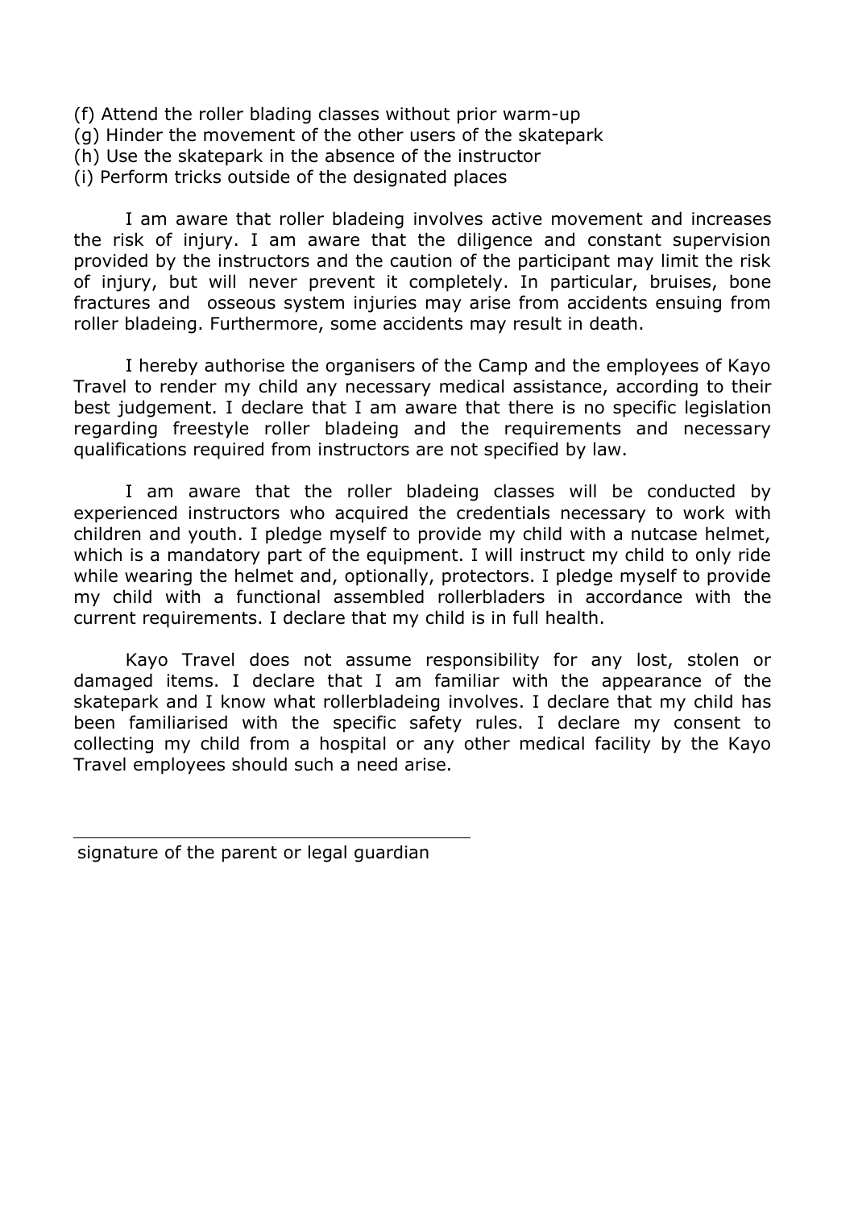(f) Attend the roller blading classes without prior warm-up
(g) Hinder the movement of the other users of the skatepark
(h) Use the skatepark in the absence of the instructor
(i) Perform tricks outside of the designated places

I am aware that roller bladeing involves active movement and increases the risk of injury. I am aware that the diligence and constant supervision provided by the instructors and the caution of the participant may limit the risk of injury, but will never prevent it completely. In particular, bruises, bone fractures and osseous system injuries may arise from accidents ensuing from roller bladeing. Furthermore, some accidents may result in death.

I hereby authorise the organisers of the Camp and the employees of Kayo Travel to render my child any necessary medical assistance, according to their best judgement. I declare that I am aware that there is no specific legislation regarding freestyle roller bladeing and the requirements and necessary qualifications required from instructors are not specified by law.

I am aware that the roller bladeing classes will be conducted by experienced instructors who acquired the credentials necessary to work with children and youth. I pledge myself to provide my child with a nutcase helmet, which is a mandatory part of the equipment. I will instruct my child to only ride while wearing the helmet and, optionally, protectors. I pledge myself to provide my child with a functional assembled rollerbladers in accordance with the current requirements. I declare that my child is in full health.

Kayo Travel does not assume responsibility for any lost, stolen or damaged items. I declare that I am familiar with the appearance of the skatepark and I know what rollerbladeing involves. I declare that my child has been familiarised with the specific safety rules. I declare my consent to collecting my child from a hospital or any other medical facility by the Kayo Travel employees should such a need arise.

\_\_\_\_\_\_\_\_\_\_\_\_\_\_\_\_\_\_\_\_\_\_\_\_\_\_\_\_\_\_\_\_\_\_\_\_

signature of the parent or legal guardian